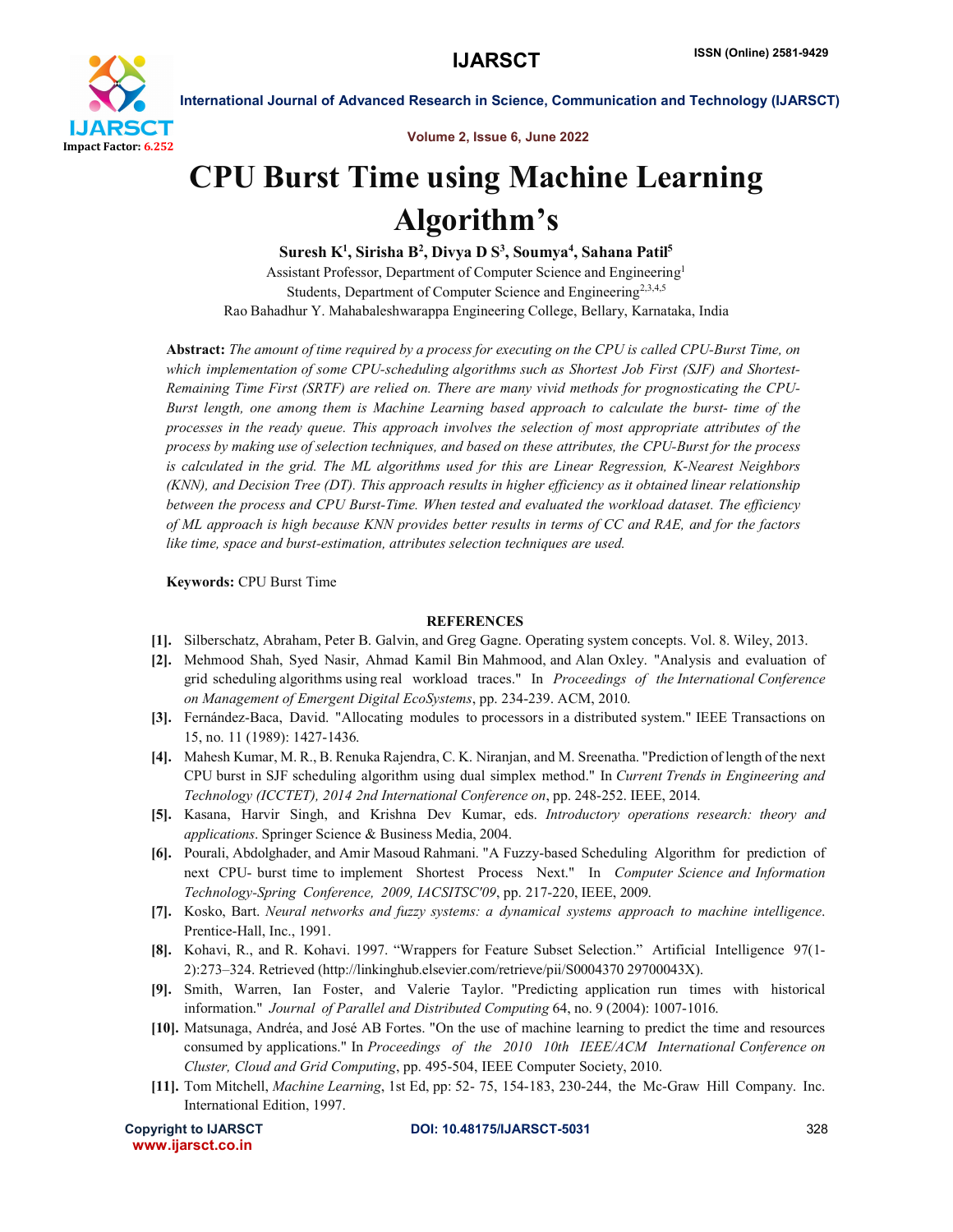# CPU Burst Time using Machine Learning Algorithm's

**Suresh K[1], Sirisha B[2], Divya D S[3], Soumya[4], Sahana Patil[5]**

Assistant Professor, Department of Computer Science and Engineering[1]

Students, Department of Computer Science and Engineering[2,3,4,5]

Rao Bahadhur Y. Mahabaleshwarappa Engineering College, Bellary, Karnataka, India

**Abstract:** *The amount of time required by a process for executing on the CPU is called CPU-Burst Time, on which implementation of some CPU-scheduling algorithms such as Shortest Job First (SJF) and Shortest-Remaining Time First (SRTF) are relied on. There are many vivid methods for prognosticating the CPU-Burst length, one among them is Machine Learning based approach to calculate the burst- time of the processes in the ready queue. This approach involves the selection of most appropriate attributes of the process by making use of selection techniques, and based on these attributes, the CPU-Burst for the process is calculated in the grid. The ML algorithms used for this are Linear Regression, K-Nearest Neighbors (KNN), and Decision Tree (DT). This approach results in higher efficiency as it obtained linear relationship between the process and CPU Burst-Time. When tested and evaluated the workload dataset. The efficiency of ML approach is high because KNN provides better results in terms of CC and RAE, and for the factors like time, space and burst-estimation, attributes selection techniques are used.*

**Keywords:** CPU Burst Time

## REFERENCES

[1]. Silberschatz, Abraham, Peter B. Galvin, and Greg Gagne. Operating system concepts. Vol. 8. Wiley, 2013.

[2]. Mehmood Shah, Syed Nasir, Ahmad Kamil Bin Mahmood, and Alan Oxley. "Analysis and evaluation of grid scheduling algorithms using real workload traces." In *Proceedings of the International Conference on Management of Emergent Digital EcoSystems*, pp. 234-239. ACM, 2010.

[3]. Fernández-Baca, David. "Allocating modules to processors in a distributed system." IEEE Transactions on 15, no. 11 (1989): 1427-1436.

[4]. Mahesh Kumar, M. R., B. Renuka Rajendra, C. K. Niranjan, and M. Sreenatha. "Prediction of length of the next CPU burst in SJF scheduling algorithm using dual simplex method." In *Current Trends in Engineering and Technology (ICCTET), 2014 2nd International Conference on*, pp. 248-252. IEEE, 2014.

[5]. Kasana, Harvir Singh, and Krishna Dev Kumar, eds. *Introductory operations research: theory and applications*. Springer Science & Business Media, 2004.

[6]. Pourali, Abdolghader, and Amir Masoud Rahmani. "A Fuzzy-based Scheduling Algorithm for prediction of next CPU- burst time to implement Shortest Process Next." In *Computer Science and Information Technology-Spring Conference, 2009, IACSITSC'09*, pp. 217-220, IEEE, 2009.

[7]. Kosko, Bart. *Neural networks and fuzzy systems: a dynamical systems approach to machine intelligence*. Prentice-Hall, Inc., 1991.

[8]. Kohavi, R., and R. Kohavi. 1997. "Wrappers for Feature Subset Selection." Artificial Intelligence 97(1-2):273–324. Retrieved (http://linkinghub.elsevier.com/retrieve/pii/S0004370 29700043X).

[9]. Smith, Warren, Ian Foster, and Valerie Taylor. "Predicting application run times with historical information." *Journal of Parallel and Distributed Computing* 64, no. 9 (2004): 1007-1016.

[10]. Matsunaga, Andréa, and José AB Fortes. "On the use of machine learning to predict the time and resources consumed by applications." In *Proceedings of the 2010 10th IEEE/ACM International Conference on Cluster, Cloud and Grid Computing*, pp. 495-504, IEEE Computer Society, 2010.

[11]. Tom Mitchell, *Machine Learning*, 1st Ed, pp: 52- 75, 154-183, 230-244, the Mc-Graw Hill Company. Inc. International Edition, 1997.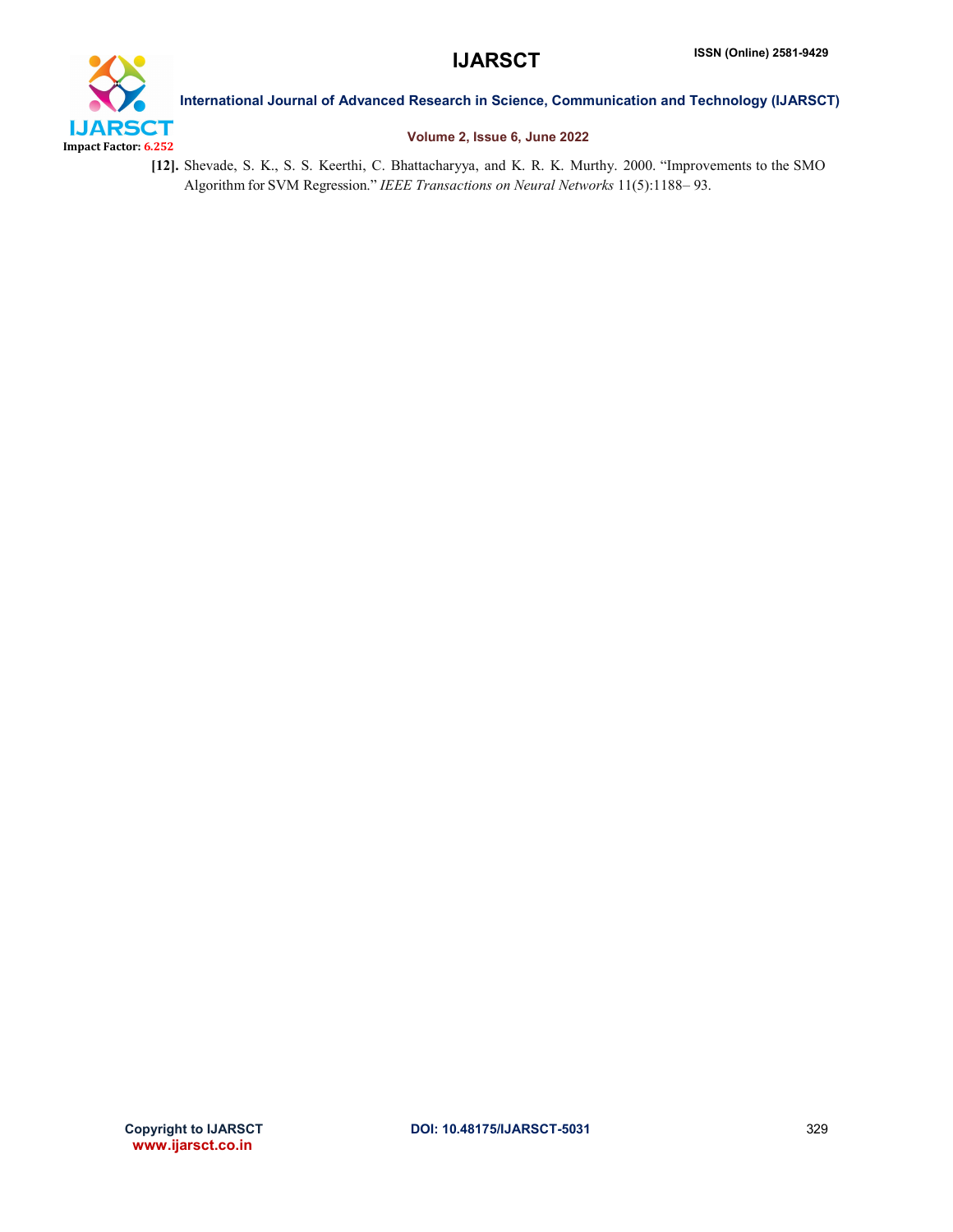**[12].** Shevade, S. K., S. S. Keerthi, C. Bhattacharyya, and K. R. K. Murthy. 2000. "Improvements to the SMO Algorithm for SVM Regression." *IEEE Transactions on Neural Networks* 11(5):1188– 93.